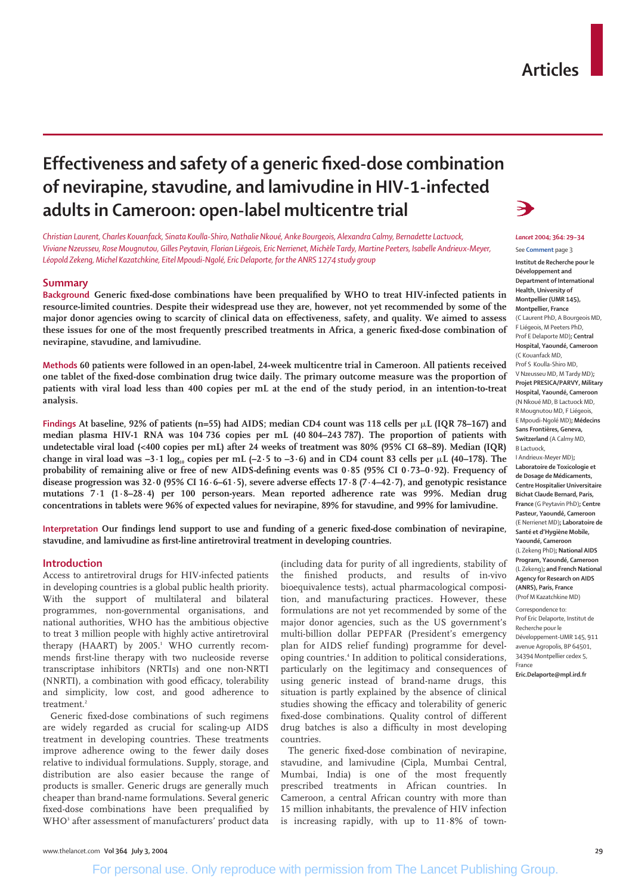# Effectiveness and safety of a generic fixed-dose combination of nevirapine, stavudine, and lamivudine in HIV-1-infected adults in Cameroon: open-label multicentre trial

*Christian Laurent, Charles Kouanfack, Sinata Koulla-Shiro, Nathalie Nkoué, Anke Bourgeois, Alexandra Calmy, Bernadette Lactuock, Viviane Nzeusseu, Rose Mougnutou, Gilles Peytavin, Florian Liégeois, Eric Nerrienet, Michèle Tardy, Martine Peeters, Isabelle Andrieux-Meyer, Léopold Zekeng, Michel Kazatchkine, Eitel Mpoudi-Ngolé, Eric Delaporte, for the ANRS 1274 study group*

*Lancet* 2004; 364: 29–34

See **Comment** page 3

**Institut de Recherche pour le Développement and Department of International Health, University of Montpellier (UMR 145), Montpellier, France** (C Laurent PhD, A Bourgeois MD, F Liégeois, M Peeters PhD, Prof E Delaporte MD)**; Central Hospital, Yaoundé, Cameroon** (C Kouanfack MD, Prof S Koulla-Shiro MD, V Nzeusseu MD, M Tardy MD)**; Projet PRESICA/PARVY, Military Hospital, Yaoundé, Cameroon** (N Nkoué MD, B Lactuock MD, R Mougnutou MD, F Liégeois, E Mpoudi-Ngolé MD)**; Médecins Sans Frontières, Geneva, Switzerland** (A Calmy MD, B Lactuock, I Andrieux-Meyer MD)**; Laboratoire de Toxicologie et de Dosage de Médicaments, Centre Hospitalier Universitaire Bichat Claude Bernard, Paris, France** (G Peytavin PhD)**; Centre Pasteur, Yaoundé, Cameroon** (E Nerrienet MD)**; Laboratoire de Santé et d'Hygiène Mobile, Yaoundé, Cameroon** (L Zekeng PhD)**; National AIDS Program, Yaoundé, Cameroon** (L Zekeng)**; and French National Agency for Research on AIDS (ANRS), Paris, France** (Prof M Kazatchkine MD)

Correspondence to: Prof Eric Delaporte, Institut de Recherche pour le Développement-UMR 145, 911 avenue Agropolis, BP 64501, 34394 Montpellier cedex 5, France
**Eric.Delaporte@mpl.ird.fr**

## Summary

**Background** Generic fixed-dose combinations have been prequalified by WHO to treat HIV-infected patients in resource-limited countries. Despite their widespread use they are, however, not yet recommended by some of the major donor agencies owing to scarcity of clinical data on effectiveness, safety, and quality. We aimed to assess these issues for one of the most frequently prescribed treatments in Africa, a generic fixed-dose combination of nevirapine, stavudine, and lamivudine.

**Methods** 60 patients were followed in an open-label, 24-week multicentre trial in Cameroon. All patients received one tablet of the fixed-dose combination drug twice daily. The primary outcome measure was the proportion of patients with viral load less than 400 copies per mL at the end of the study period, in an intention-to-treat analysis.

**Findings** At baseline, 92% of patients (n=55) had AIDS; median CD4 count was 118 cells per μL (IQR 78–167) and median plasma HIV-1 RNA was 104 736 copies per mL (40 804–243 787). The proportion of patients with undetectable viral load (<400 copies per mL) after 24 weeks of treatment was 80% (95% CI 68–89). Median (IQR) change in viral load was $-3 \cdot 1$ $\log_{10}$ copies per mL ($-2 \cdot 5$ to $-3 \cdot 6$) and in CD4 count 83 cells per μL (40–178). The probability of remaining alive or free of new AIDS-defining events was 0·85 (95% CI 0·73–0·92). Frequency of disease progression was 32·0 (95% CI 16·6–61·5), severe adverse effects 17·8 (7·4–42·7), and genotypic resistance mutations 7·1 (1·8–28·4) per 100 person-years. Mean reported adherence rate was 99%. Median drug concentrations in tablets were 96% of expected values for nevirapine, 89% for stavudine, and 99% for lamivudine.

**Interpretation** Our findings lend support to use and funding of a generic fixed-dose combination of nevirapine, stavudine, and lamivudine as first-line antiretroviral treatment in developing countries.

## Introduction

Access to antiretroviral drugs for HIV-infected patients in developing countries is a global public health priority. With the support of multilateral and bilateral programmes, non-governmental organisations, and national authorities, WHO has the ambitious objective to treat 3 million people with highly active antiretroviral therapy (HAART) by 2005.[1] WHO currently recommends first-line therapy with two nucleoside reverse transcriptase inhibitors (NRTIs) and one non-NRTI (NNRTI), a combination with good efficacy, tolerability and simplicity, low cost, and good adherence to treatment.[2]

Generic fixed-dose combinations of such regimens are widely regarded as crucial for scaling-up AIDS treatment in developing countries. These treatments improve adherence owing to the fewer daily doses relative to individual formulations. Supply, storage, and distribution are also easier because the range of products is smaller. Generic drugs are generally much cheaper than brand-name formulations. Several generic fixed-dose combinations have been prequalified by WHO[3] after assessment of manufacturers' product data (including data for purity of all ingredients, stability of the finished products, and results of in-vivo bioequivalence tests), actual pharmacological composition, and manufacturing practices. However, these formulations are not yet recommended by some of the major donor agencies, such as the US government's multi-billion dollar PEPFAR (President's emergency plan for AIDS relief funding) programme for developing countries.[4] In addition to political considerations, particularly on the legitimacy and consequences of using generic instead of brand-name drugs, this situation is partly explained by the absence of clinical studies showing the efficacy and tolerability of generic fixed-dose combinations. Quality control of different drug batches is also a difficulty in most developing countries.

The generic fixed-dose combination of nevirapine, stavudine, and lamivudine (Cipla, Mumbai Central, Mumbai, India) is one of the most frequently prescribed treatments in African countries. In Cameroon, a central African country with more than 15 million inhabitants, the prevalence of HIV infection is increasing rapidly, with up to 11·8% of town-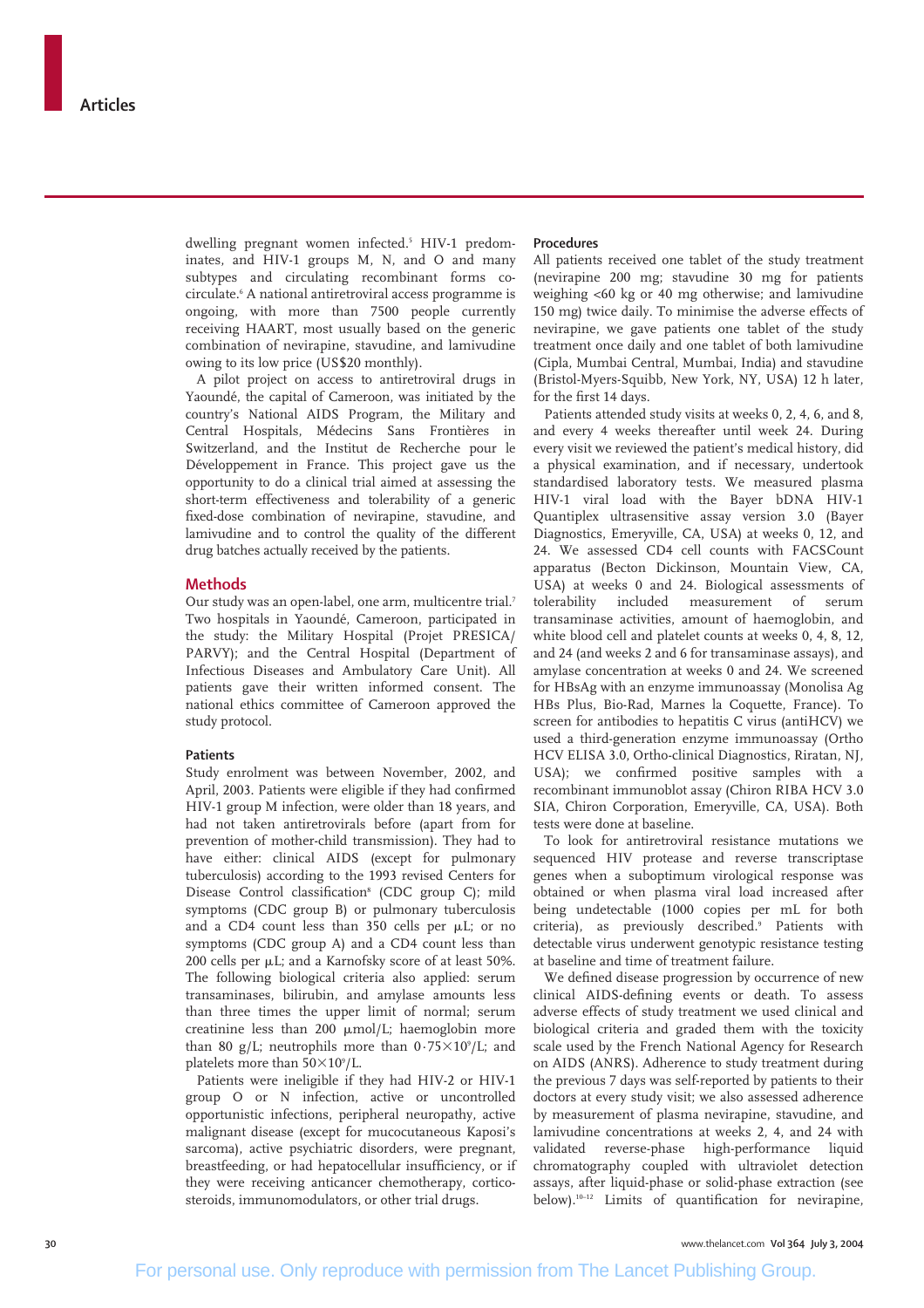dwelling pregnant women infected.[5] HIV-1 predominates, and HIV-1 groups M, N, and O and many subtypes and circulating recombinant forms cocirculate.[6] A national antiretroviral access programme is ongoing, with more than 7500 people currently receiving HAART, most usually based on the generic combination of nevirapine, stavudine, and lamivudine owing to its low price (US$20 monthly).

A pilot project on access to antiretroviral drugs in Yaoundé, the capital of Cameroon, was initiated by the country's National AIDS Program, the Military and Central Hospitals, Médecins Sans Frontières in Switzerland, and the Institut de Recherche pour le Développement in France. This project gave us the opportunity to do a clinical trial aimed at assessing the short-term effectiveness and tolerability of a generic fixed-dose combination of nevirapine, stavudine, and lamivudine and to control the quality of the different drug batches actually received by the patients.

## Methods

Our study was an open-label, one arm, multicentre trial.[7] Two hospitals in Yaoundé, Cameroon, participated in the study: the Military Hospital (Projet PRESICA/PARVY); and the Central Hospital (Department of Infectious Diseases and Ambulatory Care Unit). All patients gave their written informed consent. The national ethics committee of Cameroon approved the study protocol.

### Patients

Study enrolment was between November, 2002, and April, 2003. Patients were eligible if they had confirmed HIV-1 group M infection, were older than 18 years, and had not taken antiretrovirals before (apart from for prevention of mother-child transmission). They had to have either: clinical AIDS (except for pulmonary tuberculosis) according to the 1993 revised Centers for Disease Control classification[8] (CDC group C); mild symptoms (CDC group B) or pulmonary tuberculosis and a CD4 count less than 350 cells per μL; or no symptoms (CDC group A) and a CD4 count less than 200 cells per μL; and a Karnofsky score of at least 50%. The following biological criteria also applied: serum transaminases, bilirubin, and amylase amounts less than three times the upper limit of normal; serum creatinine less than 200 μmol/L; haemoglobin more than 80 g/L; neutrophils more than $0\cdot75\times10^9$/L; and platelets more than $50\times10^9$/L.

Patients were ineligible if they had HIV-2 or HIV-1 group O or N infection, active or uncontrolled opportunistic infections, peripheral neuropathy, active malignant disease (except for mucocutaneous Kaposi's sarcoma), active psychiatric disorders, were pregnant, breastfeeding, or had hepatocellular insufficiency, or if they were receiving anticancer chemotherapy, corticosteroids, immunomodulators, or other trial drugs.

### Procedures

All patients received one tablet of the study treatment (nevirapine 200 mg; stavudine 30 mg for patients weighing <60 kg or 40 mg otherwise; and lamivudine 150 mg) twice daily. To minimise the adverse effects of nevirapine, we gave patients one tablet of the study treatment once daily and one tablet of both lamivudine (Cipla, Mumbai Central, Mumbai, India) and stavudine (Bristol-Myers-Squibb, New York, NY, USA) 12 h later, for the first 14 days.

Patients attended study visits at weeks 0, 2, 4, 6, and 8, and every 4 weeks thereafter until week 24. During every visit we reviewed the patient's medical history, did a physical examination, and if necessary, undertook standardised laboratory tests. We measured plasma HIV-1 viral load with the Bayer bDNA HIV-1 Quantiplex ultrasensitive assay version 3.0 (Bayer Diagnostics, Emeryville, CA, USA) at weeks 0, 12, and 24. We assessed CD4 cell counts with FACSCount apparatus (Becton Dickinson, Mountain View, CA, USA) at weeks 0 and 24. Biological assessments of tolerability included measurement of serum transaminase activities, amount of haemoglobin, and white blood cell and platelet counts at weeks 0, 4, 8, 12, and 24 (and weeks 2 and 6 for transaminase assays), and amylase concentration at weeks 0 and 24. We screened for HBsAg with an enzyme immunoassay (Monolisa Ag HBs Plus, Bio-Rad, Marnes la Coquette, France). To screen for antibodies to hepatitis C virus (antiHCV) we used a third-generation enzyme immunoassay (Ortho HCV ELISA 3.0, Ortho-clinical Diagnostics, Riratan, NJ, USA); we confirmed positive samples with a recombinant immunoblot assay (Chiron RIBA HCV 3.0 SIA, Chiron Corporation, Emeryville, CA, USA). Both tests were done at baseline.

To look for antiretroviral resistance mutations we sequenced HIV protease and reverse transcriptase genes when a suboptimum virological response was obtained or when plasma viral load increased after being undetectable (1000 copies per mL for both criteria), as previously described.[9] Patients with detectable virus underwent genotypic resistance testing at baseline and time of treatment failure.

We defined disease progression by occurrence of new clinical AIDS-defining events or death. To assess adverse effects of study treatment we used clinical and biological criteria and graded them with the toxicity scale used by the French National Agency for Research on AIDS (ANRS). Adherence to study treatment during the previous 7 days was self-reported by patients to their doctors at every study visit; we also assessed adherence by measurement of plasma nevirapine, stavudine, and lamivudine concentrations at weeks 2, 4, and 24 with validated reverse-phase high-performance liquid chromatography coupled with ultraviolet detection assays, after liquid-phase or solid-phase extraction (see below).[10–12] Limits of quantification for nevirapine,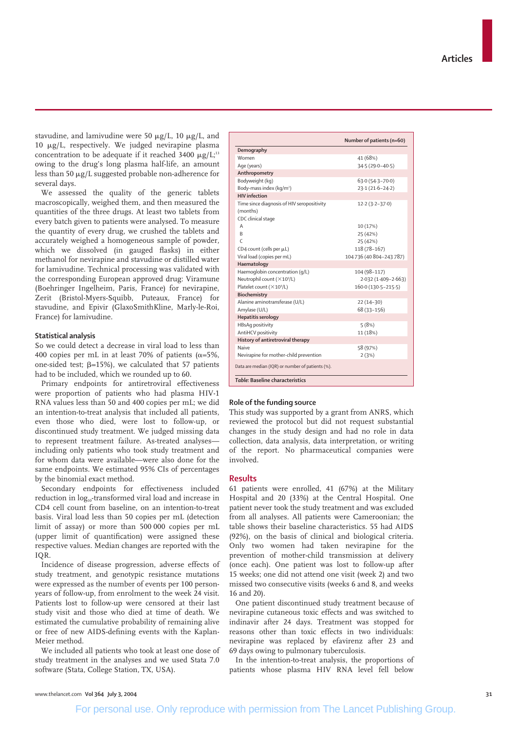stavudine, and lamivudine were 50 μg/L, 10 μg/L, and 10 μg/L, respectively. We judged nevirapine plasma concentration to be adequate if it reached 3400 μg/L;[13] owing to the drug's long plasma half-life, an amount less than 50 μg/L suggested probable non-adherence for several days.

We assessed the quality of the generic tablets macroscopically, weighed them, and then measured the quantities of the three drugs. At least two tablets from every batch given to patients were analysed. To measure the quantity of every drug, we crushed the tablets and accurately weighed a homogeneous sample of powder, which we dissolved (in gauged flasks) in either methanol for nevirapine and stavudine or distilled water for lamivudine. Technical processing was validated with the corresponding European approved drug: Viramune (Boehringer Ingelheim, Paris, France) for nevirapine, Zerit (Bristol-Myers-Squibb, Puteaux, France) for stavudine, and Epivir (GlaxoSmithKline, Marly-le-Roi, France) for lamivudine.

### Statistical analysis

So we could detect a decrease in viral load to less than 400 copies per mL in at least 70% of patients ($\alpha$=5%, one-sided test; $\beta$=15%), we calculated that 57 patients had to be included, which we rounded up to 60.

Primary endpoints for antiretroviral effectiveness were proportion of patients who had plasma HIV-1 RNA values less than 50 and 400 copies per mL; we did an intention-to-treat analysis that included all patients, even those who died, were lost to follow-up, or discontinued study treatment. We judged missing data to represent treatment failure. As-treated analyses—including only patients who took study treatment and for whom data were available—were also done for the same endpoints. We estimated 95% CIs of percentages by the binomial exact method.

Secondary endpoints for effectiveness included reduction in $\log_{10}$-transformed viral load and increase in CD4 cell count from baseline, on an intention-to-treat basis. Viral load less than 50 copies per mL (detection limit of assay) or more than 500 000 copies per mL (upper limit of quantification) were assigned these respective values. Median changes are reported with the IQR.

Incidence of disease progression, adverse effects of study treatment, and genotypic resistance mutations were expressed as the number of events per 100 person-years of follow-up, from enrolment to the week 24 visit. Patients lost to follow-up were censored at their last study visit and those who died at time of death. We estimated the cumulative probability of remaining alive or free of new AIDS-defining events with the Kaplan-Meier method.

We included all patients who took at least one dose of study treatment in the analyses and we used Stata 7.0 software (Stata, College Station, TX, USA).

| | Number of patients (n=60) |
|---|---|
| **Demography** | |
| Women | 41 (68%) |
| Age (years) | 34·5 (29·0–40·5) |
| **Anthropometry** | |
| Bodyweight (kg) | 63·0 (54·3–70·0) |
| Body-mass index (kg/m²) | 23·1 (21·6–24·2) |
| **HIV infection** | |
| Time since diagnosis of HIV seropositivity (months) | 12·2 (3·2–37·0) |
| CDC clinical stage | |
| A | 10 (17%) |
| B | 25 (42%) |
| C | 25 (42%) |
| CD4 count (cells per μL) | 118 (78–167) |
| Viral load (copies per mL) | 104 736 (40 804–243 787) |
| **Haematology** | |
| Haemoglobin concentration (g/L) | 104 (98–117) |
| Neutrophil count (×10⁹/L) | 2·032 (1·409–2·663) |
| Platelet count (×10⁹/L) | 160·0 (130·5–215·5) |
| **Biochemistry** | |
| Alanine aminotransferase (U/L) | 22 (14–30) |
| Amylase (U/L) | 68 (33–156) |
| **Hepatitis serology** | |
| HBsAg positivity | 5 (8%) |
| AntiHCV positivity | 11 (18%) |
| **History of antiretroviral therapy** | |
| Naive | 58 (97%) |
| Nevirapine for mother-child prevention | 2 (3%) |

Data are median (IQR) or number of patients (%).

***Table:* Baseline characteristics**

### Role of the funding source

This study was supported by a grant from ANRS, which reviewed the protocol but did not request substantial changes in the study design and had no role in data collection, data analysis, data interpretation, or writing of the report. No pharmaceutical companies were involved.

## Results

61 patients were enrolled, 41 (67%) at the Military Hospital and 20 (33%) at the Central Hospital. One patient never took the study treatment and was excluded from all analyses. All patients were Cameroonian; the table shows their baseline characteristics. 55 had AIDS (92%), on the basis of clinical and biological criteria. Only two women had taken nevirapine for the prevention of mother-child transmission at delivery (once each). One patient was lost to follow-up after 15 weeks; one did not attend one visit (week 2) and two missed two consecutive visits (weeks 6 and 8, and weeks 16 and 20).

One patient discontinued study treatment because of nevirapine cutaneous toxic effects and was switched to indinavir after 24 days. Treatment was stopped for reasons other than toxic effects in two individuals: nevirapine was replaced by efavirenz after 23 and 69 days owing to pulmonary tuberculosis.

In the intention-to-treat analysis, the proportions of patients whose plasma HIV RNA level fell below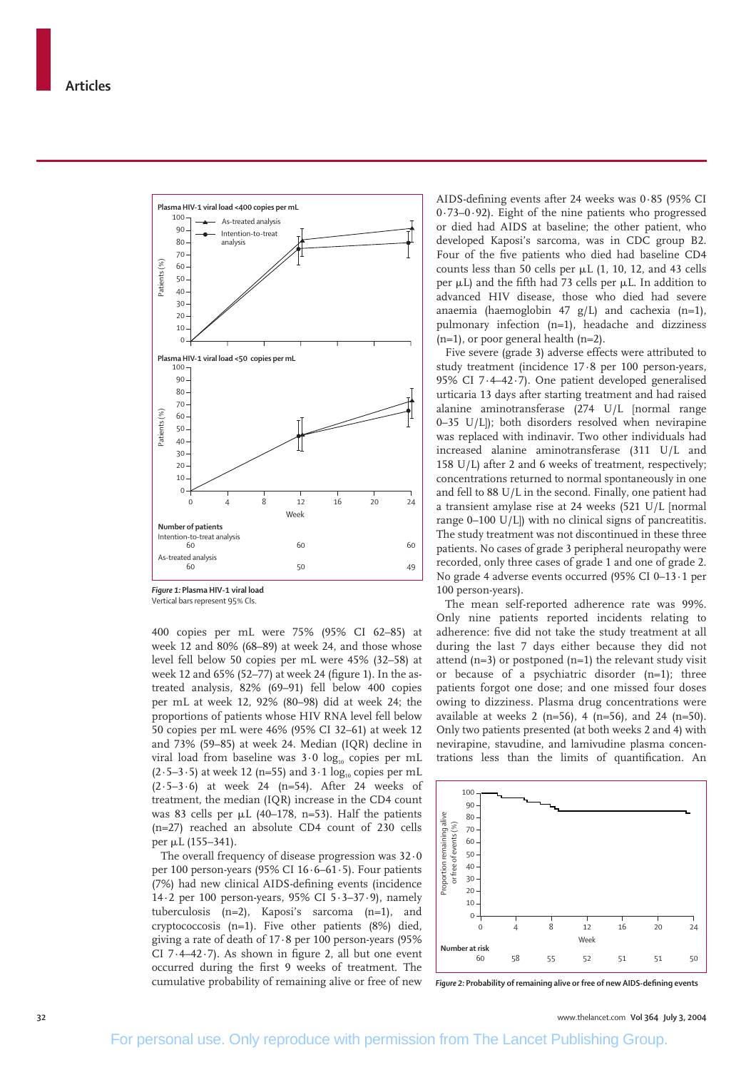Figure 1: Plasma HIV-1 viral load
Vertical bars represent 95% CIs.

400 copies per mL were 75% (95% CI 62–85) at week 12 and 80% (68–89) at week 24, and those whose level fell below 50 copies per mL were 45% (32–58) at week 12 and 65% (52–77) at week 24 (figure 1). In the as-treated analysis, 82% (69–91) fell below 400 copies per mL at week 12, 92% (80–98) did at week 24; the proportions of patients whose HIV RNA level fell below 50 copies per mL were 46% (95% CI 32–61) at week 12 and 73% (59–85) at week 24. Median (IQR) decline in viral load from baseline was 3·0 $\log_{10}$ copies per mL (2·5–3·5) at week 12 (n=55) and 3·1 $\log_{10}$ copies per mL (2·5–3·6) at week 24 (n=54). After 24 weeks of treatment, the median (IQR) increase in the CD4 count was 83 cells per μL (40–178, n=53). Half the patients (n=27) reached an absolute CD4 count of 230 cells per μL (155–341).

The overall frequency of disease progression was 32·0 per 100 person-years (95% CI 16·6–61·5). Four patients (7%) had new clinical AIDS-defining events (incidence 14·2 per 100 person-years, 95% CI 5·3–37·9), namely tuberculosis (n=2), Kaposi's sarcoma (n=1), and cryptococcosis (n=1). Five other patients (8%) died, giving a rate of death of 17·8 per 100 person-years (95% CI 7·4–42·7). As shown in figure 2, all but one event occurred during the first 9 weeks of treatment. The cumulative probability of remaining alive or free of new AIDS-defining events after 24 weeks was 0·85 (95% CI 0·73–0·92). Eight of the nine patients who progressed or died had AIDS at baseline; the other patient, who developed Kaposi's sarcoma, was in CDC group B2. Four of the five patients who died had baseline CD4 counts less than 50 cells per μL (1, 10, 12, and 43 cells per μL) and the fifth had 73 cells per μL. In addition to advanced HIV disease, those who died had severe anaemia (haemoglobin 47 g/L) and cachexia (n=1), pulmonary infection (n=1), headache and dizziness (n=1), or poor general health (n=2).

Five severe (grade 3) adverse effects were attributed to study treatment (incidence 17·8 per 100 person-years, 95% CI 7·4–42·7). One patient developed generalised urticaria 13 days after starting treatment and had raised alanine aminotransferase (274 U/L [normal range 0–35 U/L]); both disorders resolved when nevirapine was replaced with indinavir. Two other individuals had increased alanine aminotransferase (311 U/L and 158 U/L) after 2 and 6 weeks of treatment, respectively; concentrations returned to normal spontaneously in one and fell to 88 U/L in the second. Finally, one patient had a transient amylase rise at 24 weeks (521 U/L [normal range 0–100 U/L]) with no clinical signs of pancreatitis. The study treatment was not discontinued in these three patients. No cases of grade 3 peripheral neuropathy were recorded, only three cases of grade 1 and one of grade 2. No grade 4 adverse events occurred (95% CI 0–13·1 per 100 person-years).

The mean self-reported adherence rate was 99%. Only nine patients reported incidents relating to adherence: five did not take the study treatment at all during the last 7 days either because they did not attend (n=3) or postponed (n=1) the relevant study visit or because of a psychiatric disorder (n=1); three patients forgot one dose; and one missed four doses owing to dizziness. Plasma drug concentrations were available at weeks 2 (n=56), 4 (n=56), and 24 (n=50). Only two patients presented (at both weeks 2 and 4) with nevirapine, stavudine, and lamivudine plasma concentrations less than the limits of quantification. An

Figure 2: Probability of remaining alive or free of new AIDS-defining events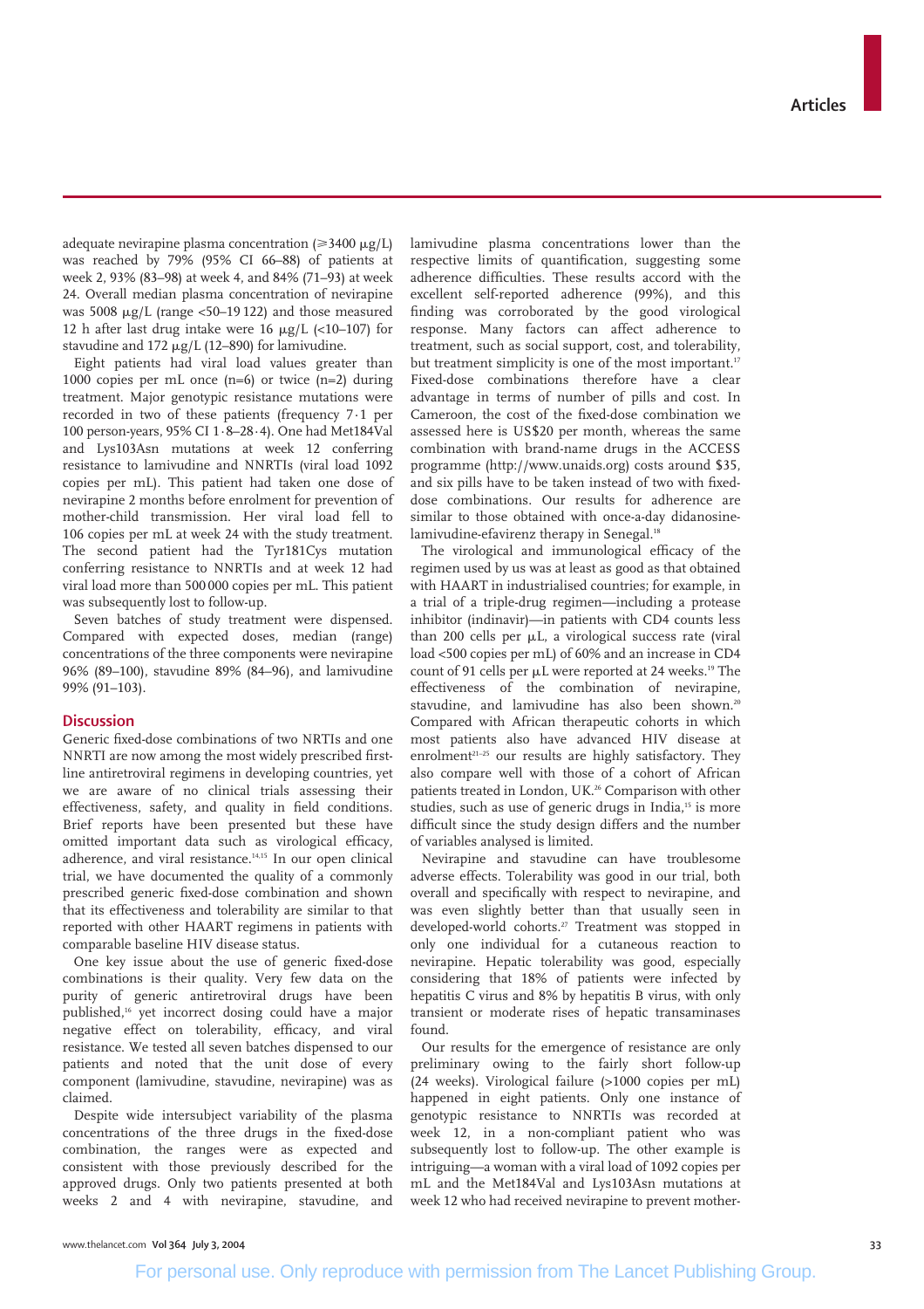adequate nevirapine plasma concentration (≥3400 μg/L) was reached by 79% (95% CI 66–88) of patients at week 2, 93% (83–98) at week 4, and 84% (71–93) at week 24. Overall median plasma concentration of nevirapine was 5008 μg/L (range <50–19 122) and those measured 12 h after last drug intake were 16 μg/L (<10–107) for stavudine and 172 μg/L (12–890) for lamivudine.

Eight patients had viral load values greater than 1000 copies per mL once (n=6) or twice (n=2) during treatment. Major genotypic resistance mutations were recorded in two of these patients (frequency 7·1 per 100 person-years, 95% CI 1·8–28·4). One had Met184Val and Lys103Asn mutations at week 12 conferring resistance to lamivudine and NNRTIs (viral load 1092 copies per mL). This patient had taken one dose of nevirapine 2 months before enrolment for prevention of mother-child transmission. Her viral load fell to 106 copies per mL at week 24 with the study treatment. The second patient had the Tyr181Cys mutation conferring resistance to NNRTIs and at week 12 had viral load more than 500 000 copies per mL. This patient was subsequently lost to follow-up.

Seven batches of study treatment were dispensed. Compared with expected doses, median (range) concentrations of the three components were nevirapine 96% (89–100), stavudine 89% (84–96), and lamivudine 99% (91–103).

## Discussion

Generic fixed-dose combinations of two NRTIs and one NNRTI are now among the most widely prescribed first-line antiretroviral regimens in developing countries, yet we are aware of no clinical trials assessing their effectiveness, safety, and quality in field conditions. Brief reports have been presented but these have omitted important data such as virological efficacy, adherence, and viral resistance.[14,15] In our open clinical trial, we have documented the quality of a commonly prescribed generic fixed-dose combination and shown that its effectiveness and tolerability are similar to that reported with other HAART regimens in patients with comparable baseline HIV disease status.

One key issue about the use of generic fixed-dose combinations is their quality. Very few data on the purity of generic antiretroviral drugs have been published,[16] yet incorrect dosing could have a major negative effect on tolerability, efficacy, and viral resistance. We tested all seven batches dispensed to our patients and noted that the unit dose of every component (lamivudine, stavudine, nevirapine) was as claimed.

Despite wide intersubject variability of the plasma concentrations of the three drugs in the fixed-dose combination, the ranges were as expected and consistent with those previously described for the approved drugs. Only two patients presented at both weeks 2 and 4 with nevirapine, stavudine, and lamivudine plasma concentrations lower than the respective limits of quantification, suggesting some adherence difficulties. These results accord with the excellent self-reported adherence (99%), and this finding was corroborated by the good virological response. Many factors can affect adherence to treatment, such as social support, cost, and tolerability, but treatment simplicity is one of the most important.[17] Fixed-dose combinations therefore have a clear advantage in terms of number of pills and cost. In Cameroon, the cost of the fixed-dose combination we assessed here is US$20 per month, whereas the same combination with brand-name drugs in the ACCESS programme (http://www.unaids.org) costs around $35, and six pills have to be taken instead of two with fixed-dose combinations. Our results for adherence are similar to those obtained with once-a-day didanosine-lamivudine-efavirenz therapy in Senegal.[18]

The virological and immunological efficacy of the regimen used by us was at least as good as that obtained with HAART in industrialised countries; for example, in a trial of a triple-drug regimen—including a protease inhibitor (indinavir)—in patients with CD4 counts less than 200 cells per μL, a virological success rate (viral load <500 copies per mL) of 60% and an increase in CD4 count of 91 cells per μL were reported at 24 weeks.[19] The effectiveness of the combination of nevirapine, stavudine, and lamivudine has also been shown.[20] Compared with African therapeutic cohorts in which most patients also have advanced HIV disease at enrolment[21–25] our results are highly satisfactory. They also compare well with those of a cohort of African patients treated in London, UK.[26] Comparison with other studies, such as use of generic drugs in India,[15] is more difficult since the study design differs and the number of variables analysed is limited.

Nevirapine and stavudine can have troublesome adverse effects. Tolerability was good in our trial, both overall and specifically with respect to nevirapine, and was even slightly better than that usually seen in developed-world cohorts.[27] Treatment was stopped in only one individual for a cutaneous reaction to nevirapine. Hepatic tolerability was good, especially considering that 18% of patients were infected by hepatitis C virus and 8% by hepatitis B virus, with only transient or moderate rises of hepatic transaminases found.

Our results for the emergence of resistance are only preliminary owing to the fairly short follow-up (24 weeks). Virological failure (>1000 copies per mL) happened in eight patients. Only one instance of genotypic resistance to NNRTIs was recorded at week 12, in a non-compliant patient who was subsequently lost to follow-up. The other example is intriguing—a woman with a viral load of 1092 copies per mL and the Met184Val and Lys103Asn mutations at week 12 who had received nevirapine to prevent mother-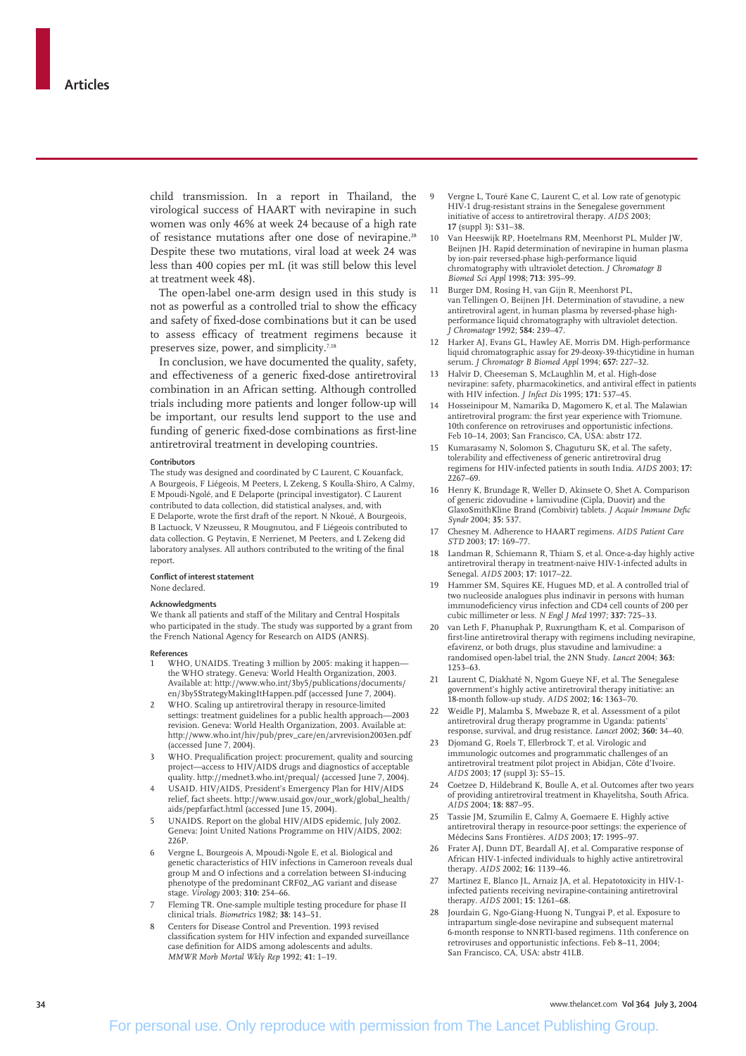child transmission. In a report in Thailand, the virological success of HAART with nevirapine in such women was only 46% at week 24 because of a high rate of resistance mutations after one dose of nevirapine.[28] Despite these two mutations, viral load at week 24 was less than 400 copies per mL (it was still below this level at treatment week 48).

The open-label one-arm design used in this study is not as powerful as a controlled trial to show the efficacy and safety of fixed-dose combinations but it can be used to assess efficacy of treatment regimens because it preserves size, power, and simplicity.[7,18]

In conclusion, we have documented the quality, safety, and effectiveness of a generic fixed-dose antiretroviral combination in an African setting. Although controlled trials including more patients and longer follow-up will be important, our results lend support to the use and funding of generic fixed-dose combinations as first-line antiretroviral treatment in developing countries.

#### Contributors

The study was designed and coordinated by C Laurent, C Kouanfack, A Bourgeois, F Liégeois, M Peeters, L Zekeng, S Koulla-Shiro, A Calmy, E Mpoudi-Ngolé, and E Delaporte (principal investigator). C Laurent contributed to data collection, did statistical analyses, and, with E Delaporte, wrote the first draft of the report. N Nkoué, A Bourgeois, B Lactuock, V Nzeusseu, R Mougnutou, and F Liégeois contributed to data collection. G Peytavin, E Nerrienet, M Peeters, and L Zekeng did laboratory analyses. All authors contributed to the writing of the final report.

#### Conflict of interest statement

None declared.

#### Acknowledgments

We thank all patients and staff of the Military and Central Hospitals who participated in the study. The study was supported by a grant from the French National Agency for Research on AIDS (ANRS).

#### References

1. WHO, UNAIDS. Treating 3 million by 2005: making it happen—the WHO strategy. Geneva: World Health Organization, 2003. Available at: http://www.who.int/3by5/publications/documents/en/3by5StrategyMakingItHappen.pdf (accessed June 7, 2004).
2. WHO. Scaling up antiretroviral therapy in resource-limited settings: treatment guidelines for a public health approach—2003 revision. Geneva: World Health Organization, 2003. Available at: http://www.who.int/hiv/pub/prev_care/en/arvrevision2003en.pdf (accessed June 7, 2004).
3. WHO. Prequalification project: procurement, quality and sourcing project—access to HIV/AIDS drugs and diagnostics of acceptable quality. http://mednet3.who.int/prequal/ (accessed June 7, 2004).
4. USAID. HIV/AIDS, President's Emergency Plan for HIV/AIDS relief, fact sheets. http://www.usaid.gov/our_work/global_health/aids/pepfarfact.html (accessed June 15, 2004).
5. UNAIDS. Report on the global HIV/AIDS epidemic, July 2002. Geneva: Joint United Nations Programme on HIV/AIDS, 2002: 226P.
6. Vergne L, Bourgeois A, Mpoudi-Ngole E, et al. Biological and genetic characteristics of HIV infections in Cameroon reveals dual group M and O infections and a correlation between SI-inducing phenotype of the predominant CRF02_AG variant and disease stage. *Virology* 2003; **310:** 254–66.
7. Fleming TR. One-sample multiple testing procedure for phase II clinical trials. *Biometrics* 1982; **38:** 143–51.
8. Centers for Disease Control and Prevention. 1993 revised classification system for HIV infection and expanded surveillance case definition for AIDS among adolescents and adults. *MMWR Morb Mortal Wkly Rep* 1992; **41:** 1–19.
9. Vergne L, Touré Kane C, Laurent C, et al. Low rate of genotypic HIV-1 drug-resistant strains in the Senegalese government initiative of access to antiretroviral therapy. *AIDS* 2003; **17** (suppl 3): S31–38.
10. Van Heeswijk RP, Hoetelmans RM, Meenhorst PL, Mulder JW, Beijnen JH. Rapid determination of nevirapine in human plasma by ion-pair reversed-phase high-performance liquid chromatography with ultraviolet detection. *J Chromatogr B Biomed Sci Appl* 1998; **713:** 395–99.
11. Burger DM, Rosing H, van Gijn R, Meenhorst PL, van Tellingen O, Beijnen JH. Determination of stavudine, a new antiretroviral agent, in human plasma by reversed-phase high-performance liquid chromatography with ultraviolet detection. *J Chromatogr* 1992; **584:** 239–47.
12. Harker AJ, Evans GL, Hawley AE, Morris DM. High-performance liquid chromatographic assay for 29-deoxy-39-thicytidine in human serum. *J Chromatogr B Biomed Appl* 1994; **657:** 227–32.
13. Halvir D, Cheeseman S, McLaughlin M, et al. High-dose nevirapine: safety, pharmacokinetics, and antiviral effect in patients with HIV infection. *J Infect Dis* 1995; **171:** 537–45.
14. Hosseinipour M, Namarika D, Magomero K, et al. The Malawian antiretroviral program: the first year experience with Triomune. 10th conference on retroviruses and opportunistic infections. Feb 10–14, 2003; San Francisco, CA, USA: abstr 172.
15. Kumarasamy N, Solomon S, Chaguturu SK, et al. The safety, tolerability and effectiveness of generic antiretroviral drug regimens for HIV-infected patients in south India. *AIDS* 2003; **17:** 2267–69.
16. Henry K, Brundage R, Weller D, Akinsete O, Shet A. Comparison of generic zidovudine + lamivudine (Cipla, Duovir) and the GlaxoSmithKline Brand (Combivir) tablets. *J Acquir Immune Defic Syndr* 2004; **35:** 537.
17. Chesney M. Adherence to HAART regimens. *AIDS Patient Care STD* 2003; **17:** 169–77.
18. Landman R, Schiemann R, Thiam S, et al. Once-a-day highly active antiretroviral therapy in treatment-naive HIV-1-infected adults in Senegal. *AIDS* 2003; **17:** 1017–22.
19. Hammer SM, Squires KE, Hugues MD, et al. A controlled trial of two nucleoside analogues plus indinavir in persons with human immunodeficiency virus infection and CD4 cell counts of 200 per cubic millimeter or less. *N Engl J Med* 1997; **337:** 725–33.
20. van Leth F, Phanuphak P, Ruxrungtham K, et al. Comparison of first-line antiretroviral therapy with regimens including nevirapine, efavirenz, or both drugs, plus stavudine and lamivudine: a randomised open-label trial, the 2NN Study. *Lancet* 2004; **363:** 1253–63.
21. Laurent C, Diakhaté N, Ngom Gueye NF, et al. The Senegalese government's highly active antiretroviral therapy initiative: an 18-month follow-up study. *AIDS* 2002; **16:** 1363–70.
22. Weidle PJ, Malamba S, Mwebaze R, et al. Assessment of a pilot antiretroviral drug therapy programme in Uganda: patients' response, survival, and drug resistance. *Lancet* 2002; **360:** 34–40.
23. Djomand G, Roels T, Ellerbrock T, et al. Virologic and immunologic outcomes and programmatic challenges of an antiretroviral treatment pilot project in Abidjan, Côte d'Ivoire. *AIDS* 2003; **17** (suppl 3): S5–15.
24. Coetzee D, Hildebrand K, Boulle A, et al. Outcomes after two years of providing antiretroviral treatment in Khayelitsha, South Africa. *AIDS* 2004; **18:** 887–95.
25. Tassie JM, Szumilin E, Calmy A, Goemaere E. Highly active antiretroviral therapy in resource-poor settings: the experience of Médecins Sans Frontières. *AIDS* 2003; **17:** 1995–97.
26. Frater AJ, Dunn DT, Beardall AJ, et al. Comparative response of African HIV-1-infected individuals to highly active antiretroviral therapy. *AIDS* 2002; **16:** 1139–46.
27. Martinez E, Blanco JL, Arnaiz JA, et al. Hepatotoxicity in HIV-1-infected patients receiving nevirapine-containing antiretroviral therapy. *AIDS* 2001; **15:** 1261–68.
28. Jourdain G, Ngo-Giang-Huong N, Tungyai P, et al. Exposure to intrapartum single-dose nevirapine and subsequent maternal 6-month response to NNRTI-based regimens. 11th conference on retroviruses and opportunistic infections. Feb 8–11, 2004; San Francisco, CA, USA: abstr 41LB.